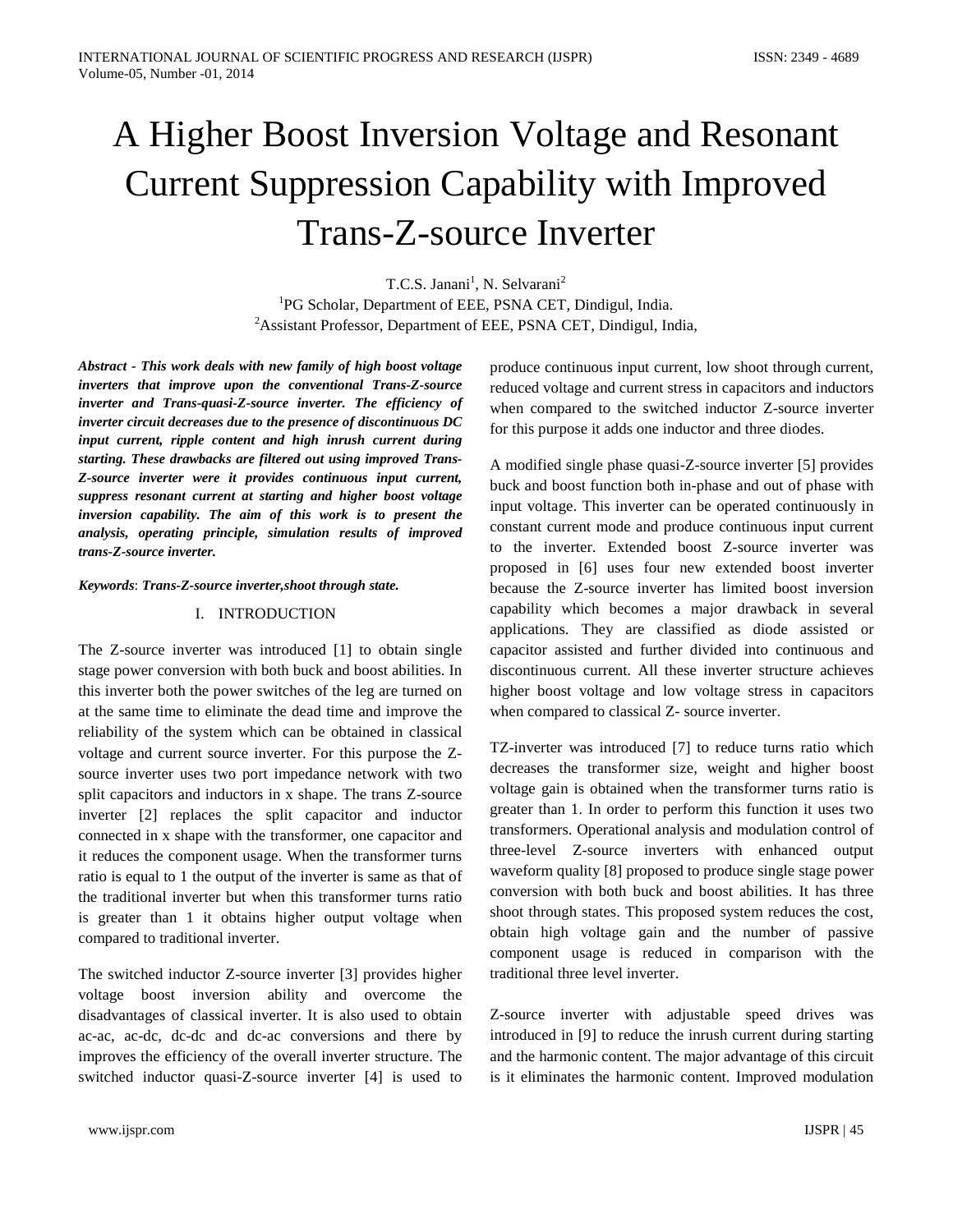# A Higher Boost Inversion Voltage and Resonant Current Suppression Capability with Improved Trans-Z-source Inverter

T.C.S. Janani[1], N. Selvarani[2]

[1]PG Scholar, Department of EEE, PSNA CET, Dindigul, India.

[2]Assistant Professor, Department of EEE, PSNA CET, Dindigul, India,

***Abstract - This work deals with new family of high boost voltage inverters that improve upon the conventional Trans-Z-source inverter and Trans-quasi-Z-source inverter. The efficiency of inverter circuit decreases due to the presence of discontinuous DC input current, ripple content and high inrush current during starting. These drawbacks are filtered out using improved Trans-Z-source inverter were it provides continuous input current, suppress resonant current at starting and higher boost voltage inversion capability. The aim of this work is to present the analysis, operating principle, simulation results of improved trans-Z-source inverter.***

***Keywords**: Trans-Z-source inverter,shoot through state.*

## I. INTRODUCTION

The Z-source inverter was introduced [1] to obtain single stage power conversion with both buck and boost abilities. In this inverter both the power switches of the leg are turned on at the same time to eliminate the dead time and improve the reliability of the system which can be obtained in classical voltage and current source inverter. For this purpose the Z-source inverter uses two port impedance network with two split capacitors and inductors in x shape. The trans Z-source inverter [2] replaces the split capacitor and inductor connected in x shape with the transformer, one capacitor and it reduces the component usage. When the transformer turns ratio is equal to 1 the output of the inverter is same as that of the traditional inverter but when this transformer turns ratio is greater than 1 it obtains higher output voltage when compared to traditional inverter.

The switched inductor Z-source inverter [3] provides higher voltage boost inversion ability and overcome the disadvantages of classical inverter. It is also used to obtain ac-ac, ac-dc, dc-dc and dc-ac conversions and there by improves the efficiency of the overall inverter structure. The switched inductor quasi-Z-source inverter [4] is used to produce continuous input current, low shoot through current, reduced voltage and current stress in capacitors and inductors when compared to the switched inductor Z-source inverter for this purpose it adds one inductor and three diodes.

A modified single phase quasi-Z-source inverter [5] provides buck and boost function both in-phase and out of phase with input voltage. This inverter can be operated continuously in constant current mode and produce continuous input current to the inverter. Extended boost Z-source inverter was proposed in [6] uses four new extended boost inverter because the Z-source inverter has limited boost inversion capability which becomes a major drawback in several applications. They are classified as diode assisted or capacitor assisted and further divided into continuous and discontinuous current. All these inverter structure achieves higher boost voltage and low voltage stress in capacitors when compared to classical Z- source inverter.

TZ-inverter was introduced [7] to reduce turns ratio which decreases the transformer size, weight and higher boost voltage gain is obtained when the transformer turns ratio is greater than 1. In order to perform this function it uses two transformers. Operational analysis and modulation control of three-level Z-source inverters with enhanced output waveform quality [8] proposed to produce single stage power conversion with both buck and boost abilities. It has three shoot through states. This proposed system reduces the cost, obtain high voltage gain and the number of passive component usage is reduced in comparison with the traditional three level inverter.

Z-source inverter with adjustable speed drives was introduced in [9] to reduce the inrush current during starting and the harmonic content. The major advantage of this circuit is it eliminates the harmonic content. Improved modulation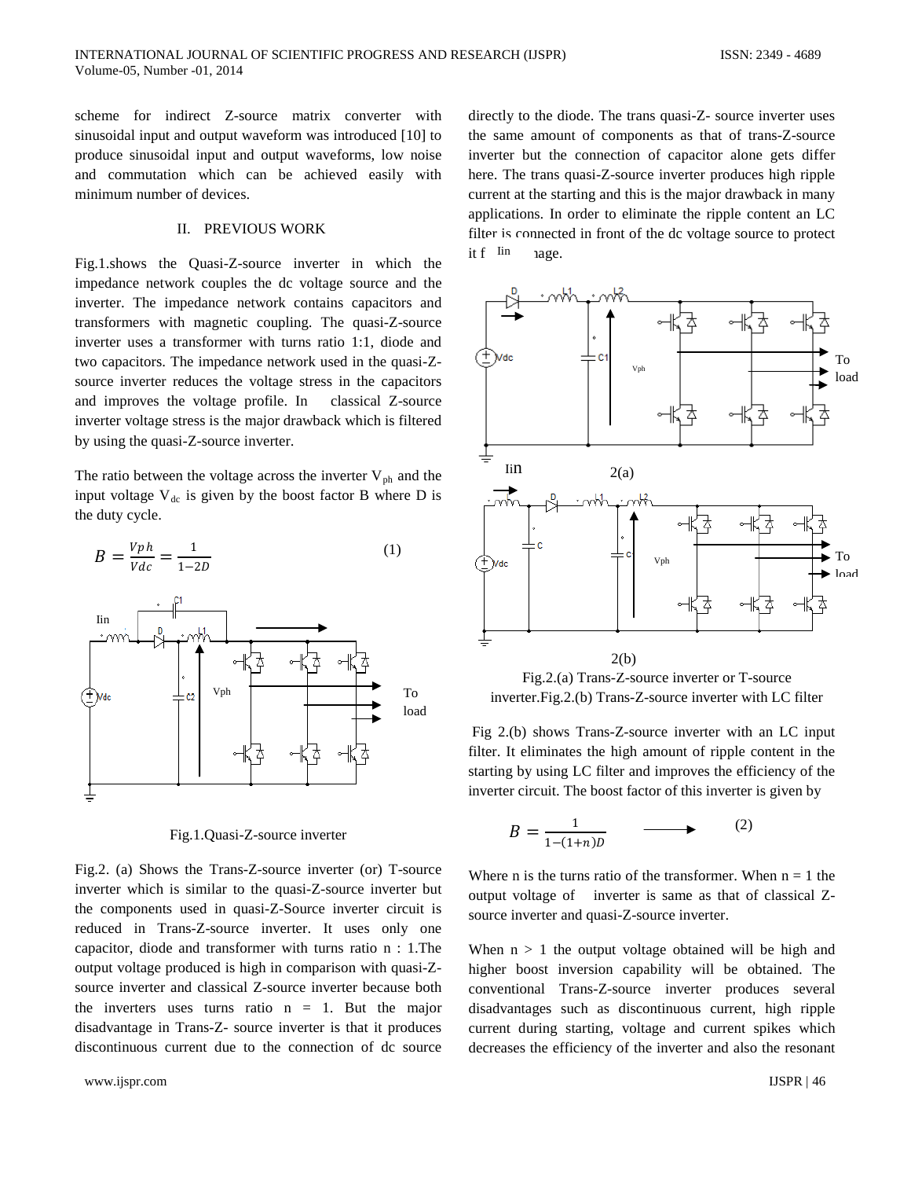scheme for indirect Z-source matrix converter with sinusoidal input and output waveform was introduced [10] to produce sinusoidal input and output waveforms, low noise and commutation which can be achieved easily with minimum number of devices.

## II. PREVIOUS WORK

Fig.1.shows the Quasi-Z-source inverter in which the impedance network couples the dc voltage source and the inverter. The impedance network contains capacitors and transformers with magnetic coupling. The quasi-Z-source inverter uses a transformer with turns ratio 1:1, diode and two capacitors. The impedance network used in the quasi-Z-source inverter reduces the voltage stress in the capacitors and improves the voltage profile. In classical Z-source inverter voltage stress is the major drawback which is filtered by using the quasi-Z-source inverter.

The ratio between the voltage across the inverter $V_{ph}$ and the input voltage $V_{dc}$ is given by the boost factor B where D is the duty cycle.

$$B = \frac{Vph}{Vdc} = \frac{1}{1-2D} \qquad (1)$$

Fig.1.Quasi-Z-source inverter

Fig.2. (a) Shows the Trans-Z-source inverter (or) T-source inverter which is similar to the quasi-Z-source inverter but the components used in quasi-Z-Source inverter circuit is reduced in Trans-Z-source inverter. It uses only one capacitor, diode and transformer with turns ratio n : 1.The output voltage produced is high in comparison with quasi-Z-source inverter and classical Z-source inverter because both the inverters uses turns ratio n = 1. But the major disadvantage in Trans-Z- source inverter is that it produces discontinuous current due to the connection of dc source directly to the diode. The trans quasi-Z- source inverter uses the same amount of components as that of trans-Z-source inverter but the connection of capacitor alone gets differ here. The trans quasi-Z-source inverter produces high ripple current at the starting and this is the major drawback in many applications. In order to eliminate the ripple content an LC filter is connected in front of the dc voltage source to protect it f Iin 1age.

2(a)

2(b)

Fig.2.(a) Trans-Z-source inverter or T-source inverter.Fig.2.(b) Trans-Z-source inverter with LC filter

Fig 2.(b) shows Trans-Z-source inverter with an LC input filter. It eliminates the high amount of ripple content in the starting by using LC filter and improves the efficiency of the inverter circuit. The boost factor of this inverter is given by

$$B = \frac{1}{1-(1+n)D} \longrightarrow \qquad (2)$$

Where n is the turns ratio of the transformer. When n = 1 the output voltage of inverter is same as that of classical Z-source inverter and quasi-Z-source inverter.

When n > 1 the output voltage obtained will be high and higher boost inversion capability will be obtained. The conventional Trans-Z-source inverter produces several disadvantages such as discontinuous current, high ripple current during starting, voltage and current spikes which decreases the efficiency of the inverter and also the resonant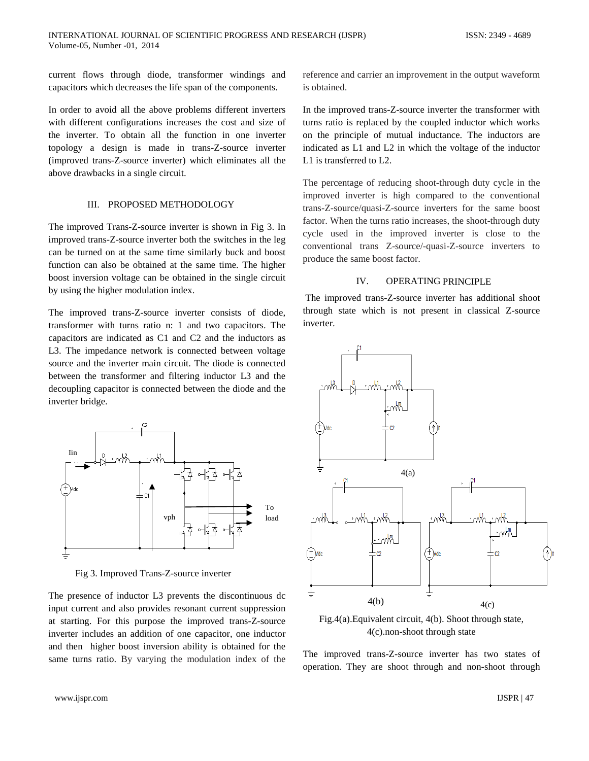current flows through diode, transformer windings and capacitors which decreases the life span of the components.

In order to avoid all the above problems different inverters with different configurations increases the cost and size of the inverter. To obtain all the function in one inverter topology a design is made in trans-Z-source inverter (improved trans-Z-source inverter) which eliminates all the above drawbacks in a single circuit.

## III. PROPOSED METHODOLOGY

The improved Trans-Z-source inverter is shown in Fig 3. In improved trans-Z-source inverter both the switches in the leg can be turned on at the same time similarly buck and boost function can also be obtained at the same time. The higher boost inversion voltage can be obtained in the single circuit by using the higher modulation index.

The improved trans-Z-source inverter consists of diode, transformer with turns ratio n: 1 and two capacitors. The capacitors are indicated as C1 and C2 and the inductors as L3. The impedance network is connected between voltage source and the inverter main circuit. The diode is connected between the transformer and filtering inductor L3 and the decoupling capacitor is connected between the diode and the inverter bridge.

Fig 3. Improved Trans-Z-source inverter

The presence of inductor L3 prevents the discontinuous dc input current and also provides resonant current suppression at starting. For this purpose the improved trans-Z-source inverter includes an addition of one capacitor, one inductor and then higher boost inversion ability is obtained for the same turns ratio. By varying the modulation index of the reference and carrier an improvement in the output waveform is obtained.

In the improved trans-Z-source inverter the transformer with turns ratio is replaced by the coupled inductor which works on the principle of mutual inductance. The inductors are indicated as L1 and L2 in which the voltage of the inductor L1 is transferred to L2.

The percentage of reducing shoot-through duty cycle in the improved inverter is high compared to the conventional trans-Z-source/quasi-Z-source inverters for the same boost factor. When the turns ratio increases, the shoot-through duty cycle used in the improved inverter is close to the conventional trans Z-source/-quasi-Z-source inverters to produce the same boost factor.

## IV. OPERATING PRINCIPLE

The improved trans-Z-source inverter has additional shoot through state which is not present in classical Z-source inverter.

Fig.4(a).Equivalent circuit, 4(b). Shoot through state, 4(c).non-shoot through state

The improved trans-Z-source inverter has two states of operation. They are shoot through and non-shoot through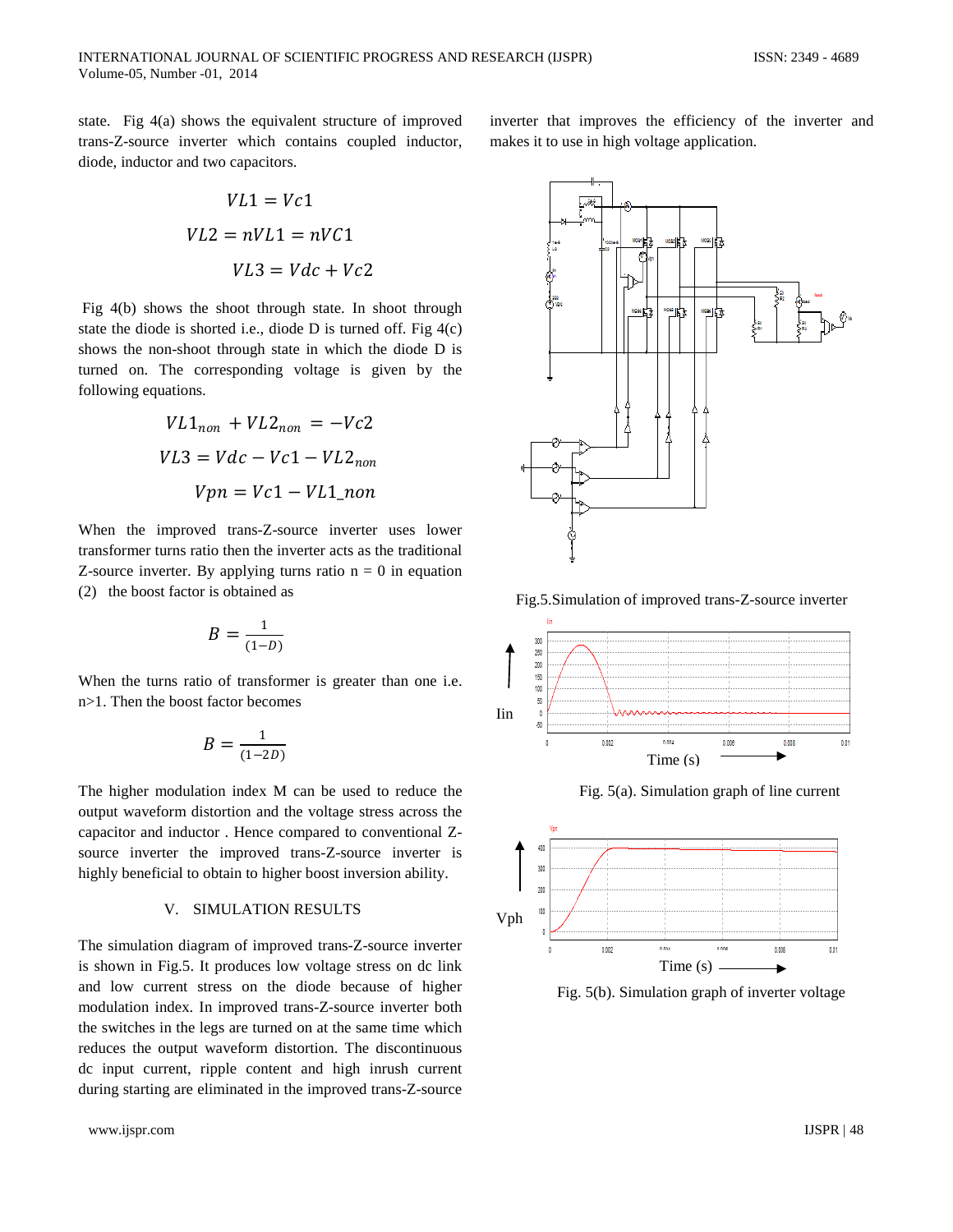state. Fig 4(a) shows the equivalent structure of improved trans-Z-source inverter which contains coupled inductor, diode, inductor and two capacitors.

$$VL1 = Vc1$$

$$VL2 = nVL1 = nVC1$$

$$VL3 = Vdc + Vc2$$

Fig 4(b) shows the shoot through state. In shoot through state the diode is shorted i.e., diode D is turned off. Fig 4(c) shows the non-shoot through state in which the diode D is turned on. The corresponding voltage is given by the following equations.

$$VL1_{non} + VL2_{non} = -Vc2$$

$$VL3 = Vdc - Vc1 - VL2_{non}$$

$$Vpn = Vc1 - VL1\_non$$

When the improved trans-Z-source inverter uses lower transformer turns ratio then the inverter acts as the traditional Z-source inverter. By applying turns ratio n = 0 in equation (2) the boost factor is obtained as

$$B = \frac{1}{(1-D)}$$

When the turns ratio of transformer is greater than one i.e. n>1. Then the boost factor becomes

$$B = \frac{1}{(1-2D)}$$

The higher modulation index M can be used to reduce the output waveform distortion and the voltage stress across the capacitor and inductor . Hence compared to conventional Z-source inverter the improved trans-Z-source inverter is highly beneficial to obtain to higher boost inversion ability.

## V. SIMULATION RESULTS

The simulation diagram of improved trans-Z-source inverter is shown in Fig.5. It produces low voltage stress on dc link and low current stress on the diode because of higher modulation index. In improved trans-Z-source inverter both the switches in the legs are turned on at the same time which reduces the output waveform distortion. The discontinuous dc input current, ripple content and high inrush current during starting are eliminated in the improved trans-Z-source inverter that improves the efficiency of the inverter and makes it to use in high voltage application.

Fig.5.Simulation of improved trans-Z-source inverter

Fig. 5(a). Simulation graph of line current

Fig. 5(b). Simulation graph of inverter voltage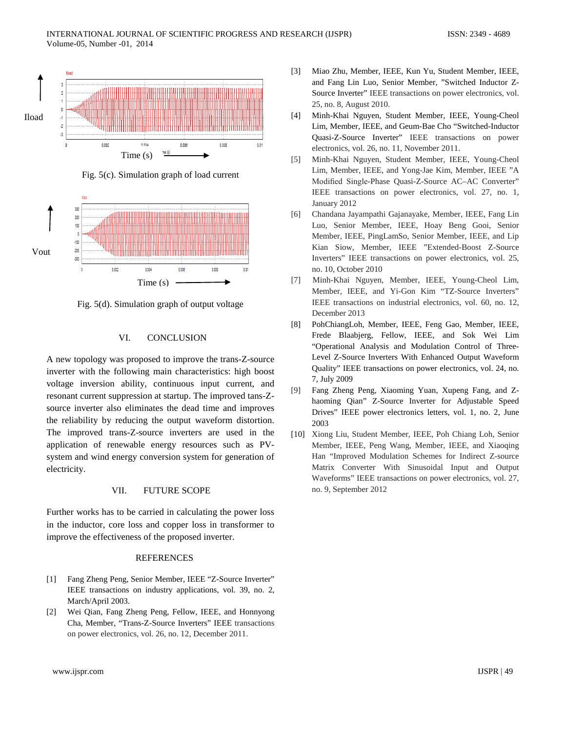Iload

Iload

3
2
1
0
-1
-2
-3

0 0.002 0.004 0.006 0.008 0.01

Time (s)

Fig. 5(c). Simulation graph of load current

Vout

Vout

300
200
100
0
-100
-200
-300

0 0.002 0.004 0.006 0.008 0.01

Time (s)

Fig. 5(d). Simulation graph of output voltage

## VI. CONCLUSION

A new topology was proposed to improve the trans-Z-source inverter with the following main characteristics: high boost voltage inversion ability, continuous input current, and resonant current suppression at startup. The improved tans-Z-source inverter also eliminates the dead time and improves the reliability by reducing the output waveform distortion. The improved trans-Z-source inverters are used in the application of renewable energy resources such as PV-system and wind energy conversion system for generation of electricity.

## VII. FUTURE SCOPE

Further works has to be carried in calculating the power loss in the inductor, core loss and copper loss in transformer to improve the effectiveness of the proposed inverter.

## REFERENCES

[1] Fang Zheng Peng, Senior Member, IEEE "Z-Source Inverter" IEEE transactions on industry applications, vol. 39, no. 2, March/April 2003.

[2] Wei Qian, Fang Zheng Peng, Fellow, IEEE, and Honnyong Cha, Member, "Trans-Z-Source Inverters" IEEE transactions on power electronics, vol. 26, no. 12, December 2011.

[3] Miao Zhu, Member, IEEE, Kun Yu, Student Member, IEEE, and Fang Lin Luo, Senior Member, "Switched Inductor Z-Source Inverter" IEEE transactions on power electronics, vol. 25, no. 8, August 2010.

[4] Minh-Khai Nguyen, Student Member, IEEE, Young-Cheol Lim, Member, IEEE, and Geum-Bae Cho "Switched-Inductor Quasi-Z-Source Inverter" IEEE transactions on power electronics, vol. 26, no. 11, November 2011.

[5] Minh-Khai Nguyen, Student Member, IEEE, Young-Cheol Lim, Member, IEEE, and Yong-Jae Kim, Member, IEEE "A Modified Single-Phase Quasi-Z-Source AC–AC Converter" IEEE transactions on power electronics, vol. 27, no. 1, January 2012

[6] Chandana Jayampathi Gajanayake, Member, IEEE, Fang Lin Luo, Senior Member, IEEE, Hoay Beng Gooi, Senior Member, IEEE, PingLamSo, Senior Member, IEEE, and Lip Kian Siow, Member, IEEE "Extended-Boost Z-Source Inverters" IEEE transactions on power electronics, vol. 25, no. 10, October 2010

[7] Minh-Khai Nguyen, Member, IEEE, Young-Cheol Lim, Member, IEEE, and Yi-Gon Kim "TZ-Source Inverters" IEEE transactions on industrial electronics, vol. 60, no. 12, December 2013

[8] PohChiangLoh, Member, IEEE, Feng Gao, Member, IEEE, Frede Blaabjerg, Fellow, IEEE, and Sok Wei Lim "Operational Analysis and Modulation Control of Three-Level Z-Source Inverters With Enhanced Output Waveform Quality" IEEE transactions on power electronics, vol. 24, no. 7, July 2009

[9] Fang Zheng Peng, Xiaoming Yuan, Xupeng Fang, and Z-haoming Qian" Z-Source Inverter for Adjustable Speed Drives" IEEE power electronics letters, vol. 1, no. 2, June 2003

[10] Xiong Liu, Student Member, IEEE, Poh Chiang Loh, Senior Member, IEEE, Peng Wang, Member, IEEE, and Xiaoqing Han "Improved Modulation Schemes for Indirect Z-source Matrix Converter With Sinusoidal Input and Output Waveforms" IEEE transactions on power electronics, vol. 27, no. 9, September 2012